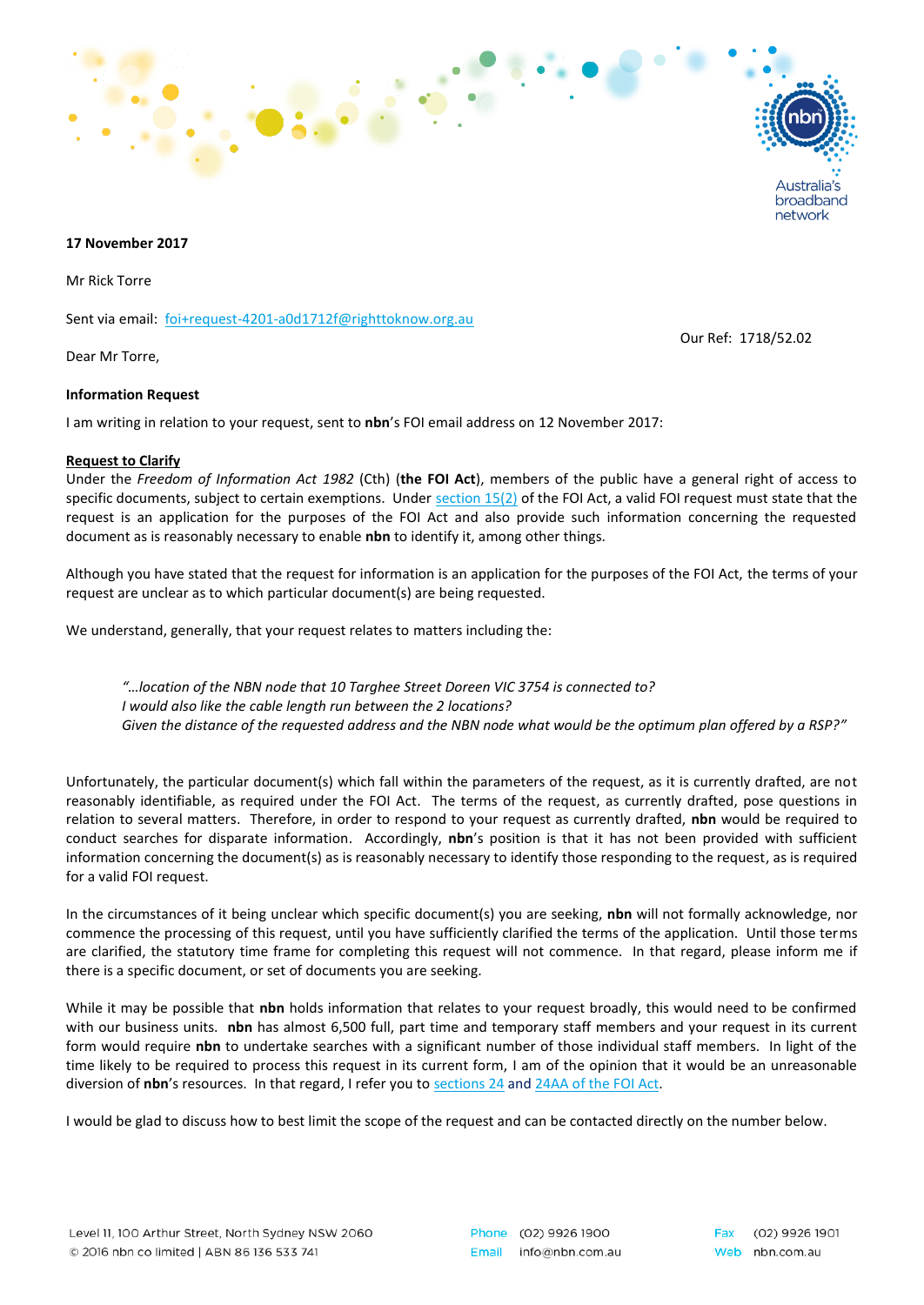Australia's broadband network

**17 November 2017**

Mr Rick Torre

Sent via email: [foi+request-4201-a0d1712f@righttoknow.org.au](mailto:foi+request-4201-a0d1712f@righttoknow.org.au)

Our Ref: 1718/52.02

Dear Mr Torre,

**Information Request**

I am writing in relation to your request, sent to **nbn**'s FOI email address on 12 November 2017:

**Request to Clarify**

Under the *Freedom of Information Act 1982* (Cth) (**the FOI Act**), members of the public have a general right of access to specific documents, subject to certain exemptions. Under section 15(2) of the FOI Act, a valid FOI request must state that the request is an application for the purposes of the FOI Act and also provide such information concerning the requested document as is reasonably necessary to enable **nbn** to identify it, among other things.

Although you have stated that the request for information is an application for the purposes of the FOI Act, the terms of your request are unclear as to which particular document(s) are being requested.

We understand, generally, that your request relates to matters including the:

> *"…location of the NBN node that 10 Targhee Street Doreen VIC 3754 is connected to?*
> *I would also like the cable length run between the 2 locations?*
> *Given the distance of the requested address and the NBN node what would be the optimum plan offered by a RSP?"*

Unfortunately, the particular document(s) which fall within the parameters of the request, as it is currently drafted, are not reasonably identifiable, as required under the FOI Act. The terms of the request, as currently drafted, pose questions in relation to several matters. Therefore, in order to respond to your request as currently drafted, **nbn** would be required to conduct searches for disparate information. Accordingly, **nbn**'s position is that it has not been provided with sufficient information concerning the document(s) as is reasonably necessary to identify those responding to the request, as is required for a valid FOI request.

In the circumstances of it being unclear which specific document(s) you are seeking, **nbn** will not formally acknowledge, nor commence the processing of this request, until you have sufficiently clarified the terms of the application. Until those terms are clarified, the statutory time frame for completing this request will not commence. In that regard, please inform me if there is a specific document, or set of documents you are seeking.

While it may be possible that **nbn** holds information that relates to your request broadly, this would need to be confirmed with our business units. **nbn** has almost 6,500 full, part time and temporary staff members and your request in its current form would require **nbn** to undertake searches with a significant number of those individual staff members. In light of the time likely to be required to process this request in its current form, I am of the opinion that it would be an unreasonable diversion of **nbn**'s resources. In that regard, I refer you to sections 24 and 24AA of the FOI Act.

I would be glad to discuss how to best limit the scope of the request and can be contacted directly on the number below.

Level 11, 100 Arthur Street, North Sydney NSW 2060
© 2016 nbn co limited | ABN 86 136 533 741

Phone (02) 9926 1900
Email info@nbn.com.au

Fax (02) 9926 1901
Web nbn.com.au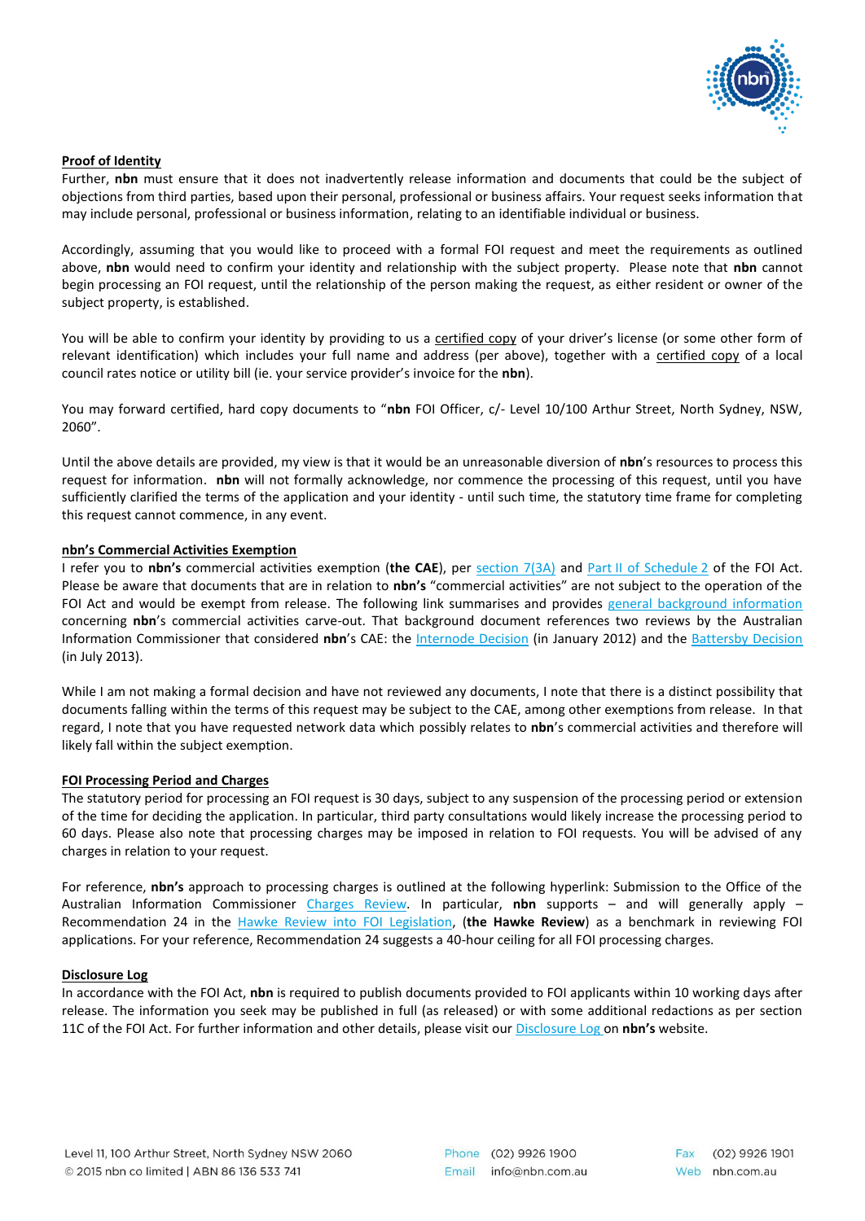**Proof of Identity**

Further, **nbn** must ensure that it does not inadvertently release information and documents that could be the subject of objections from third parties, based upon their personal, professional or business affairs. Your request seeks information that may include personal, professional or business information, relating to an identifiable individual or business.

Accordingly, assuming that you would like to proceed with a formal FOI request and meet the requirements as outlined above, **nbn** would need to confirm your identity and relationship with the subject property. Please note that **nbn** cannot begin processing an FOI request, until the relationship of the person making the request, as either resident or owner of the subject property, is established.

You will be able to confirm your identity by providing to us a certified copy of your driver's license (or some other form of relevant identification) which includes your full name and address (per above), together with a certified copy of a local council rates notice or utility bill (ie. your service provider's invoice for the **nbn**).

You may forward certified, hard copy documents to "**nbn** FOI Officer, c/- Level 10/100 Arthur Street, North Sydney, NSW, 2060".

Until the above details are provided, my view is that it would be an unreasonable diversion of **nbn**'s resources to process this request for information. **nbn** will not formally acknowledge, nor commence the processing of this request, until you have sufficiently clarified the terms of the application and your identity - until such time, the statutory time frame for completing this request cannot commence, in any event.

**nbn's Commercial Activities Exemption**

I refer you to **nbn's** commercial activities exemption (**the CAE**), per section 7(3A) and Part II of Schedule 2 of the FOI Act. Please be aware that documents that are in relation to **nbn's** "commercial activities" are not subject to the operation of the FOI Act and would be exempt from release. The following link summarises and provides general background information concerning **nbn**'s commercial activities carve-out. That background document references two reviews by the Australian Information Commissioner that considered **nbn**'s CAE: the Internode Decision (in January 2012) and the Battersby Decision (in July 2013).

While I am not making a formal decision and have not reviewed any documents, I note that there is a distinct possibility that documents falling within the terms of this request may be subject to the CAE, among other exemptions from release. In that regard, I note that you have requested network data which possibly relates to **nbn**'s commercial activities and therefore will likely fall within the subject exemption.

**FOI Processing Period and Charges**

The statutory period for processing an FOI request is 30 days, subject to any suspension of the processing period or extension of the time for deciding the application. In particular, third party consultations would likely increase the processing period to 60 days. Please also note that processing charges may be imposed in relation to FOI requests. You will be advised of any charges in relation to your request.

For reference, **nbn's** approach to processing charges is outlined at the following hyperlink: Submission to the Office of the Australian Information Commissioner Charges Review. In particular, **nbn** supports – and will generally apply – Recommendation 24 in the Hawke Review into FOI Legislation, (**the Hawke Review**) as a benchmark in reviewing FOI applications. For your reference, Recommendation 24 suggests a 40-hour ceiling for all FOI processing charges.

**Disclosure Log**

In accordance with the FOI Act, **nbn** is required to publish documents provided to FOI applicants within 10 working days after release. The information you seek may be published in full (as released) or with some additional redactions as per section 11C of the FOI Act. For further information and other details, please visit our Disclosure Log on **nbn's** website.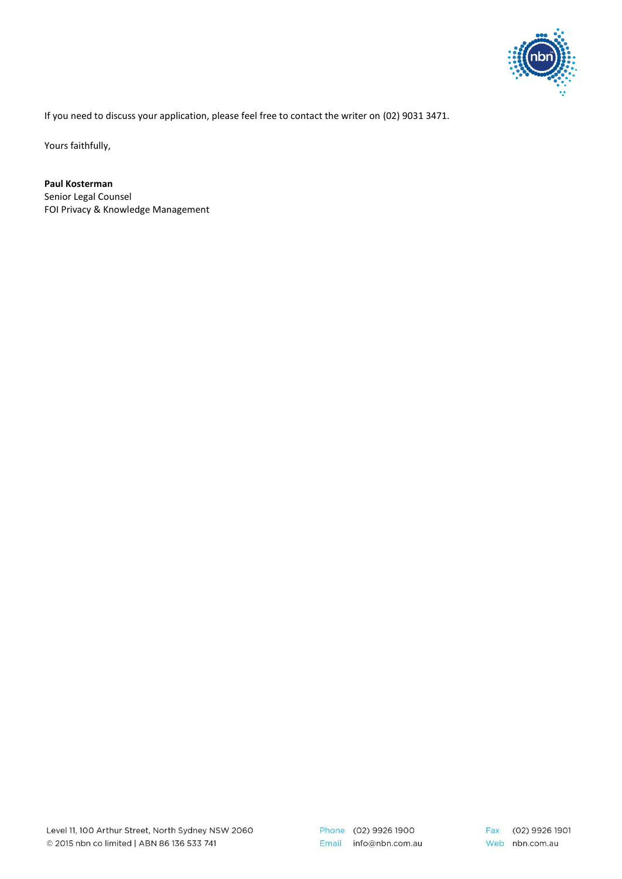If you need to discuss your application, please feel free to contact the writer on (02) 9031 3471.

Yours faithfully,

**Paul Kosterman**
Senior Legal Counsel
FOI Privacy & Knowledge Management